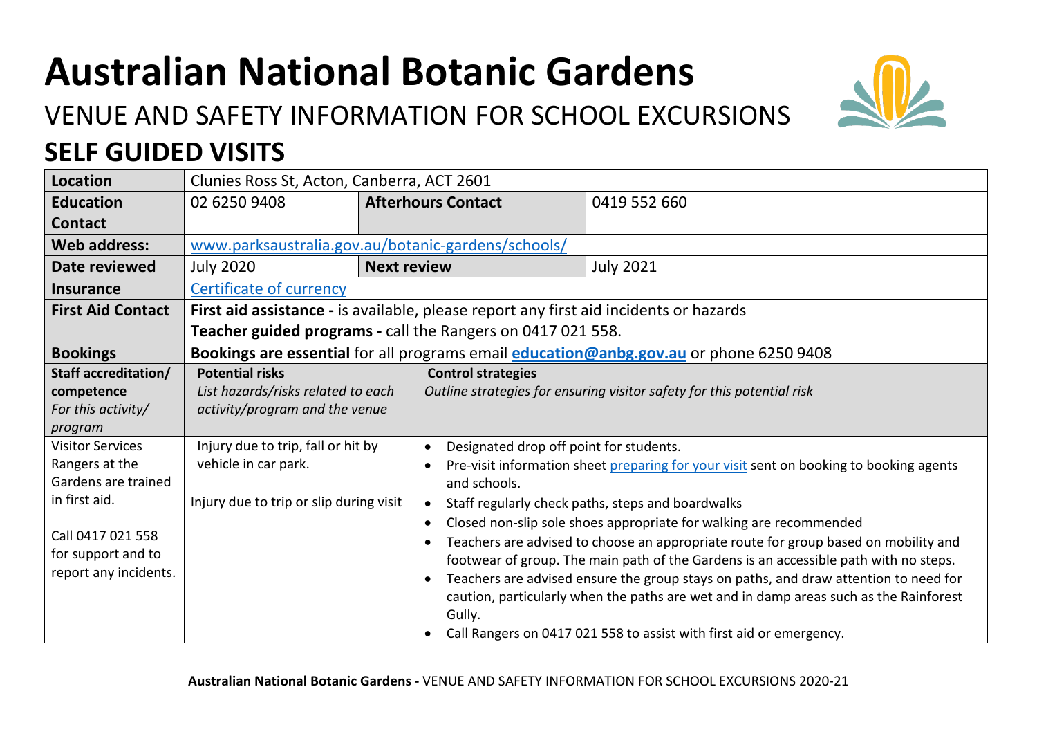# Australian National Botanic Gardens

## VENUE AND SAFETY INFORMATION FOR SCHOOL EXCURSIONS

## SELF GUIDED VISITS

| **Location** | Clunies Ross St, Acton, Canberra, ACT 2601 | | |
|---|---|---|---|
| **Education Contact** | 02 6250 9408 | **Afterhours Contact** | 0419 552 660 |
| **Web address:** | www.parksaustralia.gov.au/botanic-gardens/schools/ | | |
| **Date reviewed** | July 2020 | **Next review** | July 2021 |
| **Insurance** | Certificate of currency | | |
| **First Aid Contact** | **First aid assistance -** is available, please report any first aid incidents or hazards<br>**Teacher guided programs -** call the Rangers on 0417 021 558. | | |
| **Bookings** | **Bookings are essential** for all programs email **education@anbg.gov.au** or phone 6250 9408 | | |

| **Staff accreditation/ competence** *For this activity/ program* | **Potential risks** *List hazards/risks related to each activity/program and the venue* | **Control strategies** *Outline strategies for ensuring visitor safety for this potential risk* |
|---|---|---|
| Visitor Services Rangers at the Gardens are trained in first aid.<br><br>Call 0417 021 558 for support and to report any incidents. | Injury due to trip, fall or hit by vehicle in car park. | • Designated drop off point for students.<br>• Pre-visit information sheet preparing for your visit sent on booking to booking agents and schools. |
| | Injury due to trip or slip during visit | • Staff regularly check paths, steps and boardwalks<br>• Closed non-slip sole shoes appropriate for walking are recommended<br>• Teachers are advised to choose an appropriate route for group based on mobility and footwear of group. The main path of the Gardens is an accessible path with no steps.<br>• Teachers are advised ensure the group stays on paths, and draw attention to need for caution, particularly when the paths are wet and in damp areas such as the Rainforest Gully.<br>• Call Rangers on 0417 021 558 to assist with first aid or emergency. |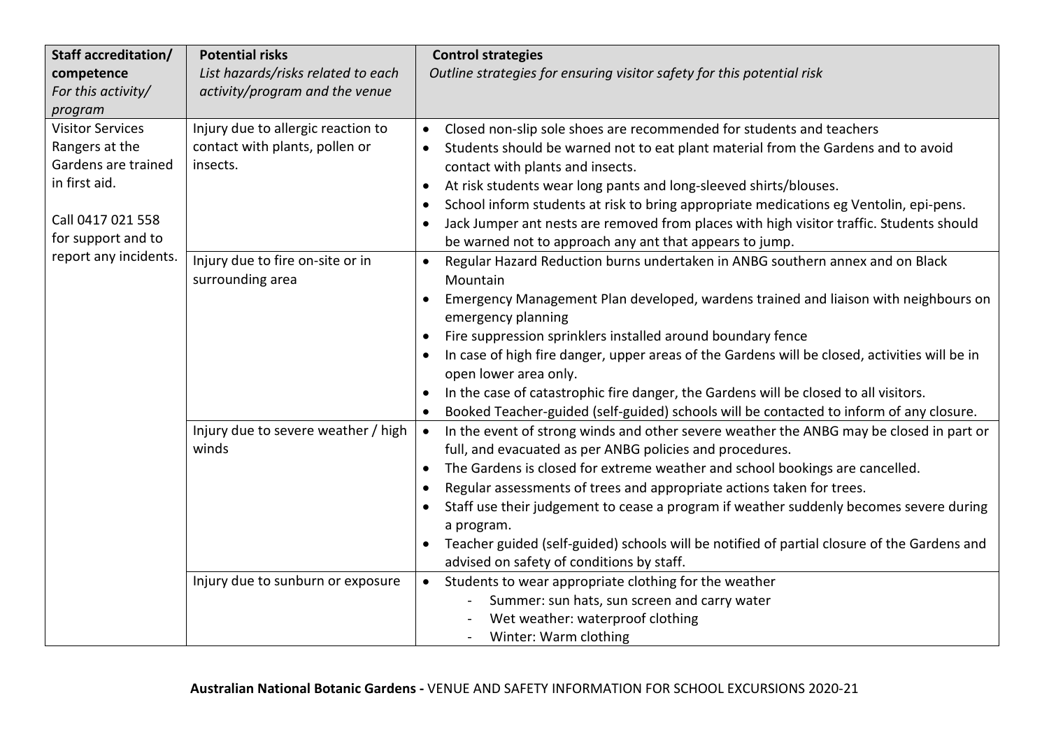| **Staff accreditation/ competence** *For this activity/ program* | **Potential risks** *List hazards/risks related to each activity/program and the venue* | **Control strategies** *Outline strategies for ensuring visitor safety for this potential risk* |
|---|---|---|
| Visitor Services Rangers at the Gardens are trained in first aid.<br><br>Call 0417 021 558 for support and to report any incidents. | Injury due to allergic reaction to contact with plants, pollen or insects. | • Closed non-slip sole shoes are recommended for students and teachers<br>• Students should be warned not to eat plant material from the Gardens and to avoid contact with plants and insects.<br>• At risk students wear long pants and long-sleeved shirts/blouses.<br>• School inform students at risk to bring appropriate medications eg Ventolin, epi-pens.<br>• Jack Jumper ant nests are removed from places with high visitor traffic. Students should be warned not to approach any ant that appears to jump. |
| | Injury due to fire on-site or in surrounding area | • Regular Hazard Reduction burns undertaken in ANBG southern annex and on Black Mountain<br>• Emergency Management Plan developed, wardens trained and liaison with neighbours on emergency planning<br>• Fire suppression sprinklers installed around boundary fence<br>• In case of high fire danger, upper areas of the Gardens will be closed, activities will be in open lower area only.<br>• In the case of catastrophic fire danger, the Gardens will be closed to all visitors.<br>• Booked Teacher-guided (self-guided) schools will be contacted to inform of any closure. |
| | Injury due to severe weather / high winds | • In the event of strong winds and other severe weather the ANBG may be closed in part or full, and evacuated as per ANBG policies and procedures.<br>• The Gardens is closed for extreme weather and school bookings are cancelled.<br>• Regular assessments of trees and appropriate actions taken for trees.<br>• Staff use their judgement to cease a program if weather suddenly becomes severe during a program.<br>• Teacher guided (self-guided) schools will be notified of partial closure of the Gardens and advised on safety of conditions by staff. |
| | Injury due to sunburn or exposure | • Students to wear appropriate clothing for the weather<br>  - Summer: sun hats, sun screen and carry water<br>  - Wet weather: waterproof clothing<br>  - Winter: Warm clothing |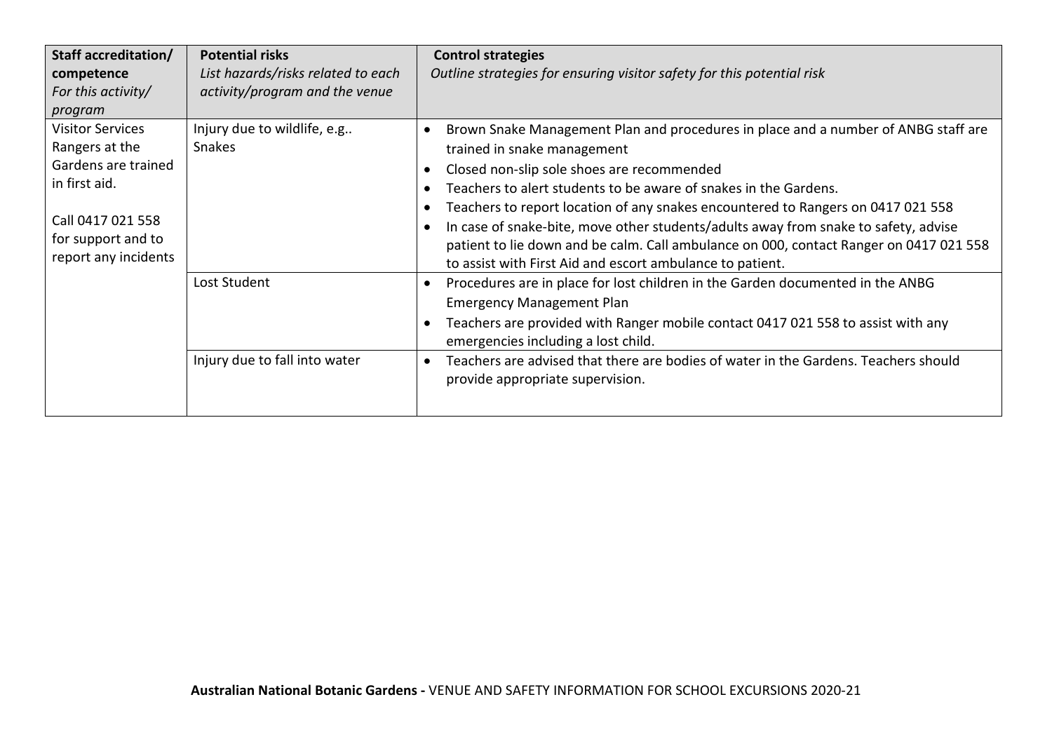| **Staff accreditation/ competence** *For this activity/ program* | **Potential risks** *List hazards/risks related to each activity/program and the venue* | **Control strategies** *Outline strategies for ensuring visitor safety for this potential risk* |
|---|---|---|
| Visitor Services Rangers at the Gardens are trained in first aid.<br><br>Call 0417 021 558 for support and to report any incidents | Injury due to wildlife, e.g.. Snakes | • Brown Snake Management Plan and procedures in place and a number of ANBG staff are trained in snake management<br>• Closed non-slip sole shoes are recommended<br>• Teachers to alert students to be aware of snakes in the Gardens.<br>• Teachers to report location of any snakes encountered to Rangers on 0417 021 558<br>• In case of snake-bite, move other students/adults away from snake to safety, advise patient to lie down and be calm. Call ambulance on 000, contact Ranger on 0417 021 558 to assist with First Aid and escort ambulance to patient. |
| | Lost Student | • Procedures are in place for lost children in the Garden documented in the ANBG Emergency Management Plan<br>• Teachers are provided with Ranger mobile contact 0417 021 558 to assist with any emergencies including a lost child. |
| | Injury due to fall into water | • Teachers are advised that there are bodies of water in the Gardens. Teachers should provide appropriate supervision. |